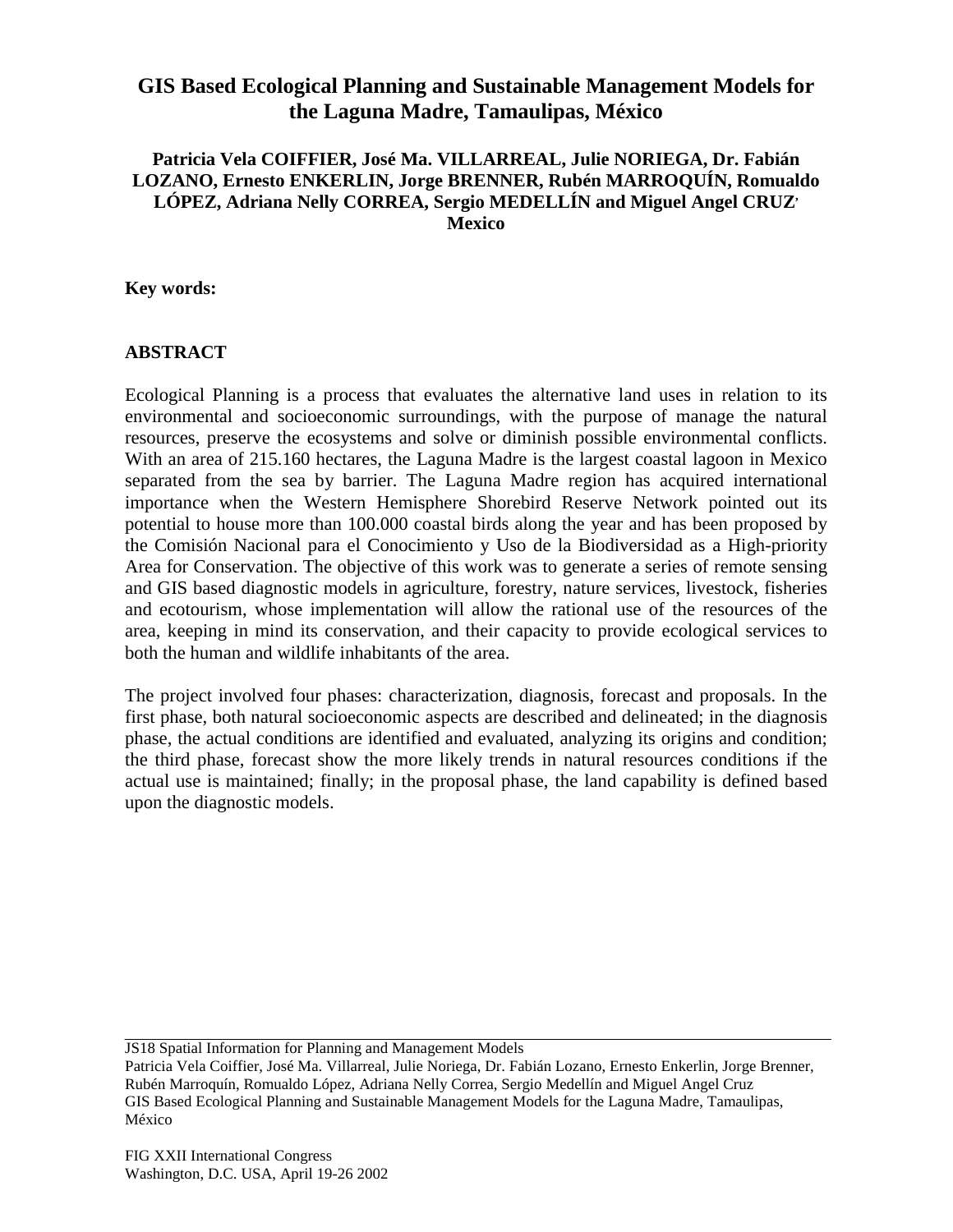# GIS Based Ecological Planning and Sustainable Management Models for the Laguna Madre, Tamaulipas, México

**Patricia Vela COIFFIER, José Ma. VILLARREAL, Julie NORIEGA, Dr. Fabián LOZANO, Ernesto ENKERLIN, Jorge BRENNER, Rubén MARROQUÍN, Romualdo LÓPEZ, Adriana Nelly CORREA, Sergio MEDELLÍN and Miguel Angel CRUZ, Mexico**

**Key words:**

## ABSTRACT

Ecological Planning is a process that evaluates the alternative land uses in relation to its environmental and socioeconomic surroundings, with the purpose of manage the natural resources, preserve the ecosystems and solve or diminish possible environmental conflicts. With an area of 215.160 hectares, the Laguna Madre is the largest coastal lagoon in Mexico separated from the sea by barrier. The Laguna Madre region has acquired international importance when the Western Hemisphere Shorebird Reserve Network pointed out its potential to house more than 100.000 coastal birds along the year and has been proposed by the Comisión Nacional para el Conocimiento y Uso de la Biodiversidad as a High-priority Area for Conservation. The objective of this work was to generate a series of remote sensing and GIS based diagnostic models in agriculture, forestry, nature services, livestock, fisheries and ecotourism, whose implementation will allow the rational use of the resources of the area, keeping in mind its conservation, and their capacity to provide ecological services to both the human and wildlife inhabitants of the area.

The project involved four phases: characterization, diagnosis, forecast and proposals. In the first phase, both natural socioeconomic aspects are described and delineated; in the diagnosis phase, the actual conditions are identified and evaluated, analyzing its origins and condition; the third phase, forecast show the more likely trends in natural resources conditions if the actual use is maintained; finally; in the proposal phase, the land capability is defined based upon the diagnostic models.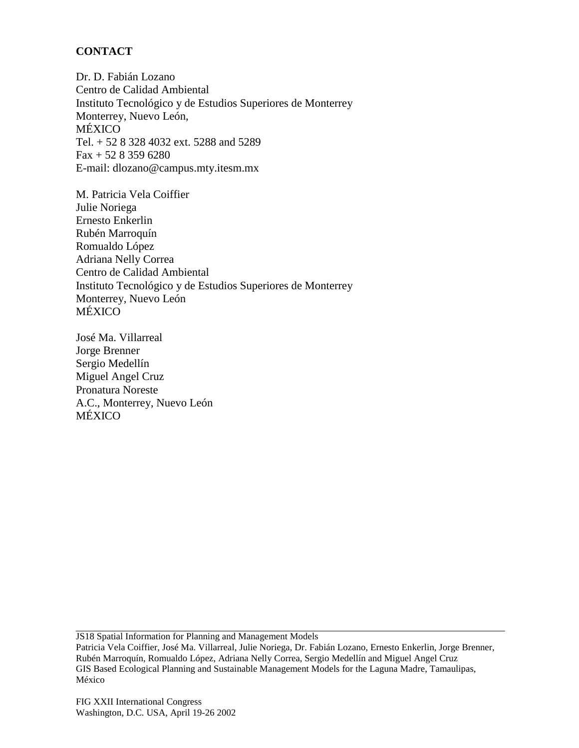## CONTACT

Dr. D. Fabián Lozano
Centro de Calidad Ambiental
Instituto Tecnológico y de Estudios Superiores de Monterrey
Monterrey, Nuevo León,
MÉXICO
Tel. + 52 8 328 4032 ext. 5288 and 5289
Fax + 52 8 359 6280
E-mail: dlozano@campus.mty.itesm.mx

M. Patricia Vela Coiffier
Julie Noriega
Ernesto Enkerlin
Rubén Marroquín
Romualdo López
Adriana Nelly Correa
Centro de Calidad Ambiental
Instituto Tecnológico y de Estudios Superiores de Monterrey
Monterrey, Nuevo León
MÉXICO

José Ma. Villarreal
Jorge Brenner
Sergio Medellín
Miguel Angel Cruz
Pronatura Noreste
A.C., Monterrey, Nuevo León
MÉXICO